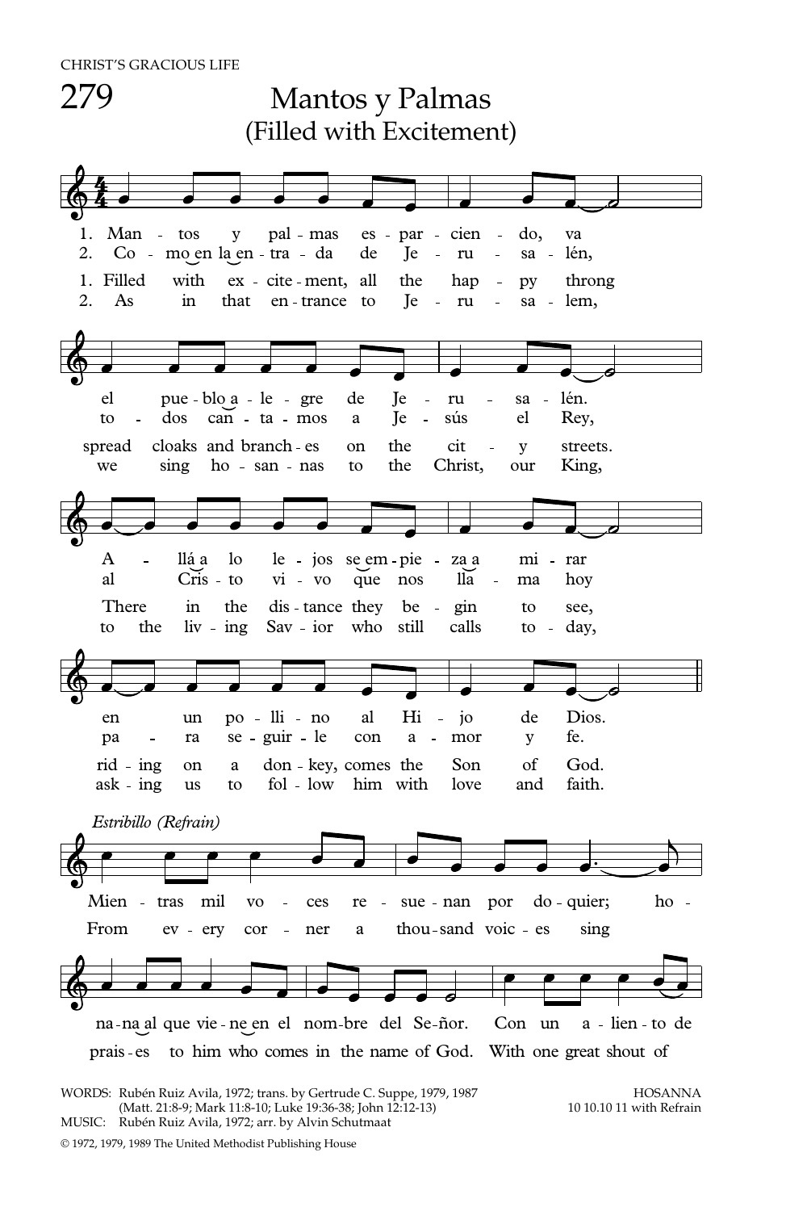CHRIST'S GRACIOUS LIFE

# 279 Mantos y Palmas
## (Filled with Excitement)

1. Man - tos y pal - mas es - par - cien - do, va
el pue - blo a - le - gre de Je - ru - sa - lén.
A - llá a lo le - jos se em - pie - za a mi - rar
en un po - lli - no al Hi - jo de Dios.

2. Co - mo en la en - tra - da de Je - ru - sa - lén,
to - dos can - ta - mos a Je - sús el Rey,
al Cris - to vi - vo que nos lla - ma hoy
pa - ra se - guir - le con a - mor y fe.

1. Filled with ex - cite - ment, all the hap - py throng
spread cloaks and branch - es on the cit - y streets.
There in the dis - tance they be - gin to see,
rid - ing on a don - key, comes the Son of God.

2. As in that en - trance to Je - ru - sa - lem,
we sing ho - san - nas to the Christ, our King,
to the liv - ing Sav - ior who still calls to - day,
ask - ing us to fol - low him with love and faith.

*Estribillo (Refrain)*

Mien - tras mil vo - ces re - sue - nan por do - quier; ho -
na - na al que vie - ne en el nom - bre del Se - ñor. Con un a - lien - to de

From ev - ery cor - ner a thou - sand voic - es sing
prais - es to him who comes in the name of God. With one great shout of

WORDS: Rubén Ruiz Avila, 1972; trans. by Gertrude C. Suppe, 1979, 1987
(Matt. 21:8-9; Mark 11:8-10; Luke 19:36-38; John 12:12-13)
MUSIC: Rubén Ruiz Avila, 1972; arr. by Alvin Schutmaat

HOSANNA
10 10.10 11 with Refrain

© 1972, 1979, 1989 The United Methodist Publishing House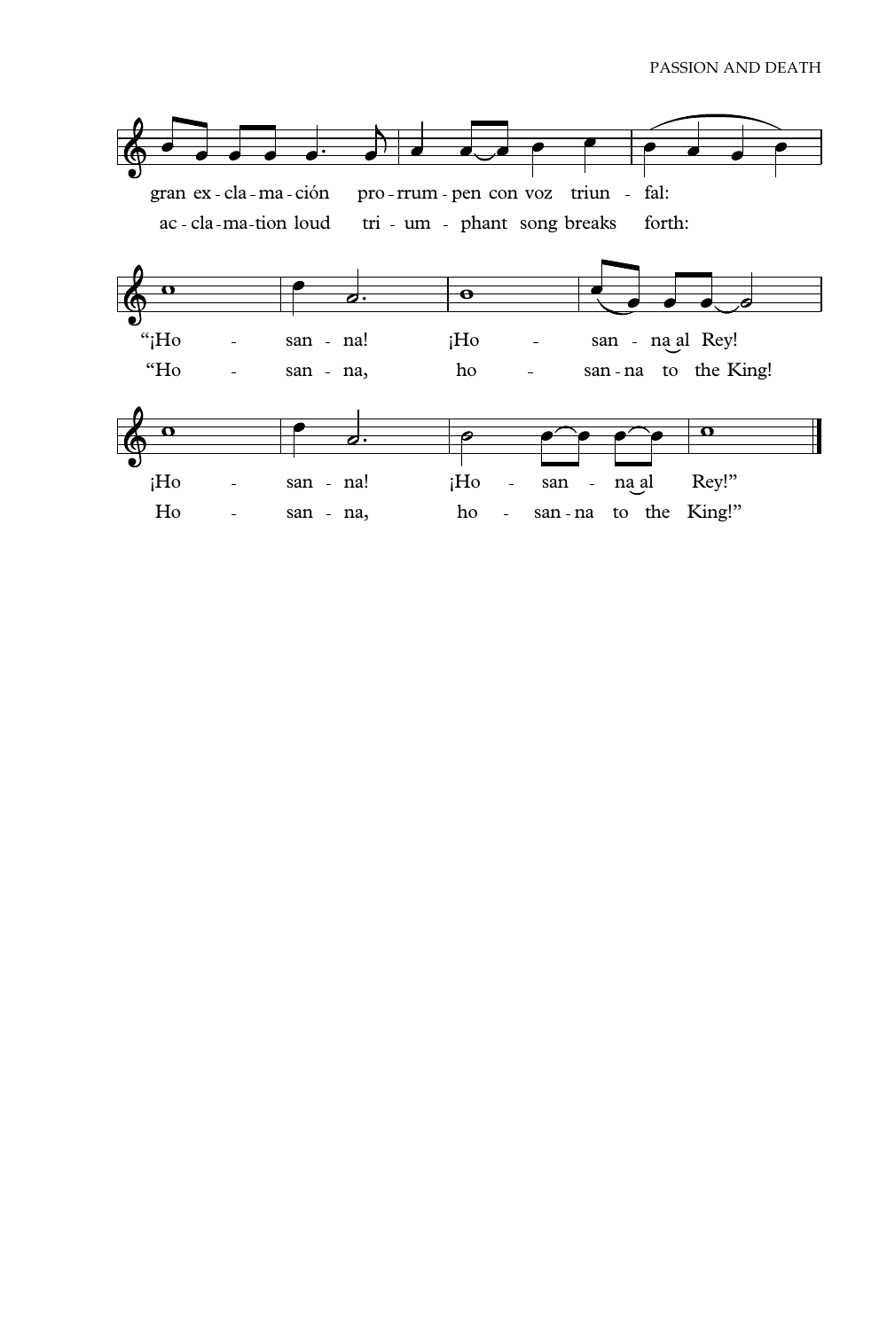gran ex - cla - ma - ción pro - rrum - pen con voz triun - fal:
ac - cla - ma - tion loud tri - um - phant song breaks forth:

"¡Ho - san - na! ¡Ho - san - na al Rey!
"Ho - san - na, ho - san - na to the King!

¡Ho - san - na! ¡Ho - san - na al Rey!"
Ho - san - na, ho - san - na to the King!"